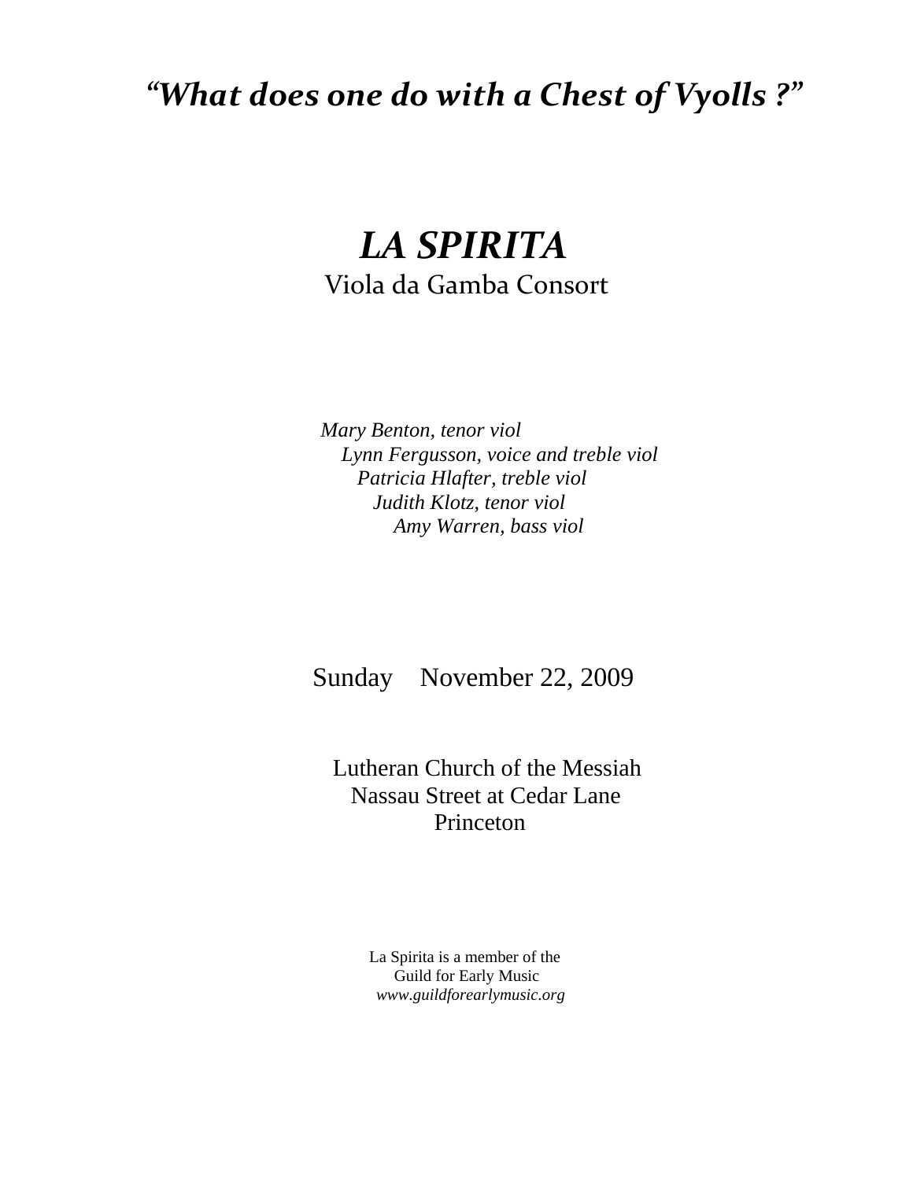# *"What does one do with a Chest of Vyolls ?"*

# *LA SPIRITA*

Viola da Gamba Consort

*Mary Benton, tenor viol*
*Lynn Fergusson, voice and treble viol*
*Patricia Hlafter, treble viol*
*Judith Klotz, tenor viol*
*Amy Warren, bass viol*

Sunday November 22, 2009

Lutheran Church of the Messiah
Nassau Street at Cedar Lane
Princeton

La Spirita is a member of the
Guild for Early Music
*www.guildforearlymusic.org*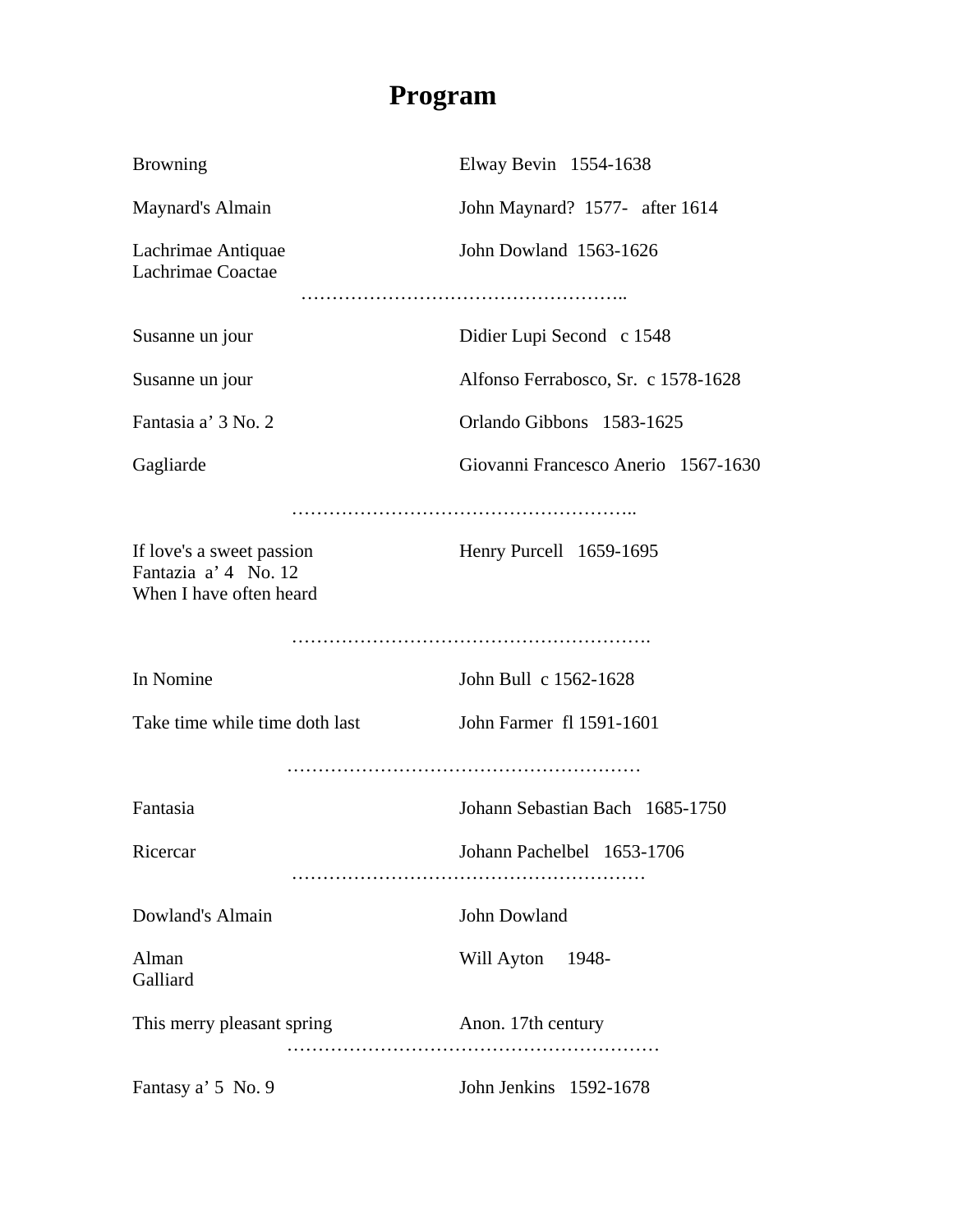# Program

| | |
|---|---|
| Browning | Elway Bevin 1554-1638 |
| Maynard's Almain | John Maynard? 1577- after 1614 |
| Lachrimae Antiquae<br>Lachrimae Coactae | John Dowland 1563-1626 |

……………………………………………..

| | |
|---|---|
| Susanne un jour | Didier Lupi Second c 1548 |
| Susanne un jour | Alfonso Ferrabosco, Sr. c 1578-1628 |
| Fantasia a' 3 No. 2 | Orlando Gibbons 1583-1625 |
| Gagliarde | Giovanni Francesco Anerio 1567-1630 |

………………………………………………..

| | |
|---|---|
| If love's a sweet passion<br>Fantazia a' 4 No. 12<br>When I have often heard | Henry Purcell 1659-1695 |

………………………………………………….

| | |
|---|---|
| In Nomine | John Bull c 1562-1628 |
| Take time while time doth last | John Farmer fl 1591-1601 |

…………………………………………………

| | |
|---|---|
| Fantasia | Johann Sebastian Bach 1685-1750 |
| Ricercar | Johann Pachelbel 1653-1706 |

…………………………………………………

| | |
|---|---|
| Dowland's Almain | John Dowland |
| Alman<br>Galliard | Will Ayton 1948- |
| This merry pleasant spring | Anon. 17th century |

……………………………………………………

| | |
|---|---|
| Fantasy a' 5 No. 9 | John Jenkins 1592-1678 |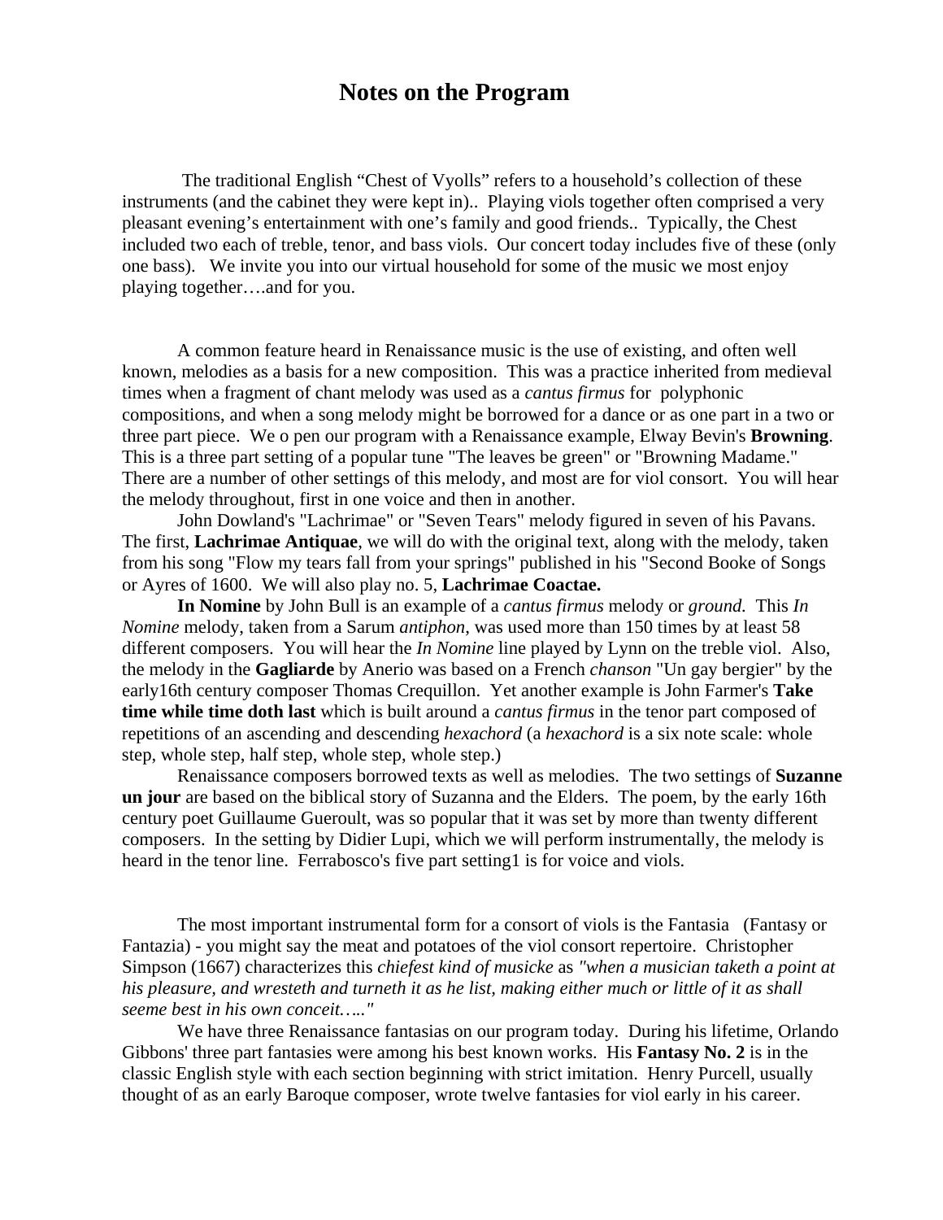# Notes on the Program

The traditional English "Chest of Vyolls" refers to a household's collection of these instruments (and the cabinet they were kept in).. Playing viols together often comprised a very pleasant evening's entertainment with one's family and good friends.. Typically, the Chest included two each of treble, tenor, and bass viols. Our concert today includes five of these (only one bass). We invite you into our virtual household for some of the music we most enjoy playing together….and for you.

A common feature heard in Renaissance music is the use of existing, and often well known, melodies as a basis for a new composition. This was a practice inherited from medieval times when a fragment of chant melody was used as a *cantus firmus* for polyphonic compositions, and when a song melody might be borrowed for a dance or as one part in a two or three part piece. We o pen our program with a Renaissance example, Elway Bevin's **Browning**. This is a three part setting of a popular tune "The leaves be green" or "Browning Madame." There are a number of other settings of this melody, and most are for viol consort. You will hear the melody throughout, first in one voice and then in another.

John Dowland's "Lachrimae" or "Seven Tears" melody figured in seven of his Pavans. The first, **Lachrimae Antiquae**, we will do with the original text, along with the melody, taken from his song "Flow my tears fall from your springs" published in his "Second Booke of Songs or Ayres of 1600. We will also play no. 5, **Lachrimae Coactae.**

**In Nomine** by John Bull is an example of a *cantus firmus* melody or *ground.* This *In Nomine* melody, taken from a Sarum *antiphon*, was used more than 150 times by at least 58 different composers. You will hear the *In Nomine* line played by Lynn on the treble viol. Also, the melody in the **Gagliarde** by Anerio was based on a French *chanson* "Un gay bergier" by the early16th century composer Thomas Crequillon. Yet another example is John Farmer's **Take time while time doth last** which is built around a *cantus firmus* in the tenor part composed of repetitions of an ascending and descending *hexachord* (a *hexachord* is a six note scale: whole step, whole step, half step, whole step, whole step.)

Renaissance composers borrowed texts as well as melodies. The two settings of **Suzanne un jour** are based on the biblical story of Suzanna and the Elders. The poem, by the early 16th century poet Guillaume Gueroult, was so popular that it was set by more than twenty different composers. In the setting by Didier Lupi, which we will perform instrumentally, the melody is heard in the tenor line. Ferrabosco's five part setting1 is for voice and viols.

The most important instrumental form for a consort of viols is the Fantasia (Fantasy or Fantazia) - you might say the meat and potatoes of the viol consort repertoire. Christopher Simpson (1667) characterizes this *chiefest kind of musicke* as *"when a musician taketh a point at his pleasure, and wresteth and turneth it as he list, making either much or little of it as shall seeme best in his own conceit….."*

We have three Renaissance fantasias on our program today. During his lifetime, Orlando Gibbons' three part fantasies were among his best known works. His **Fantasy No. 2** is in the classic English style with each section beginning with strict imitation. Henry Purcell, usually thought of as an early Baroque composer, wrote twelve fantasies for viol early in his career.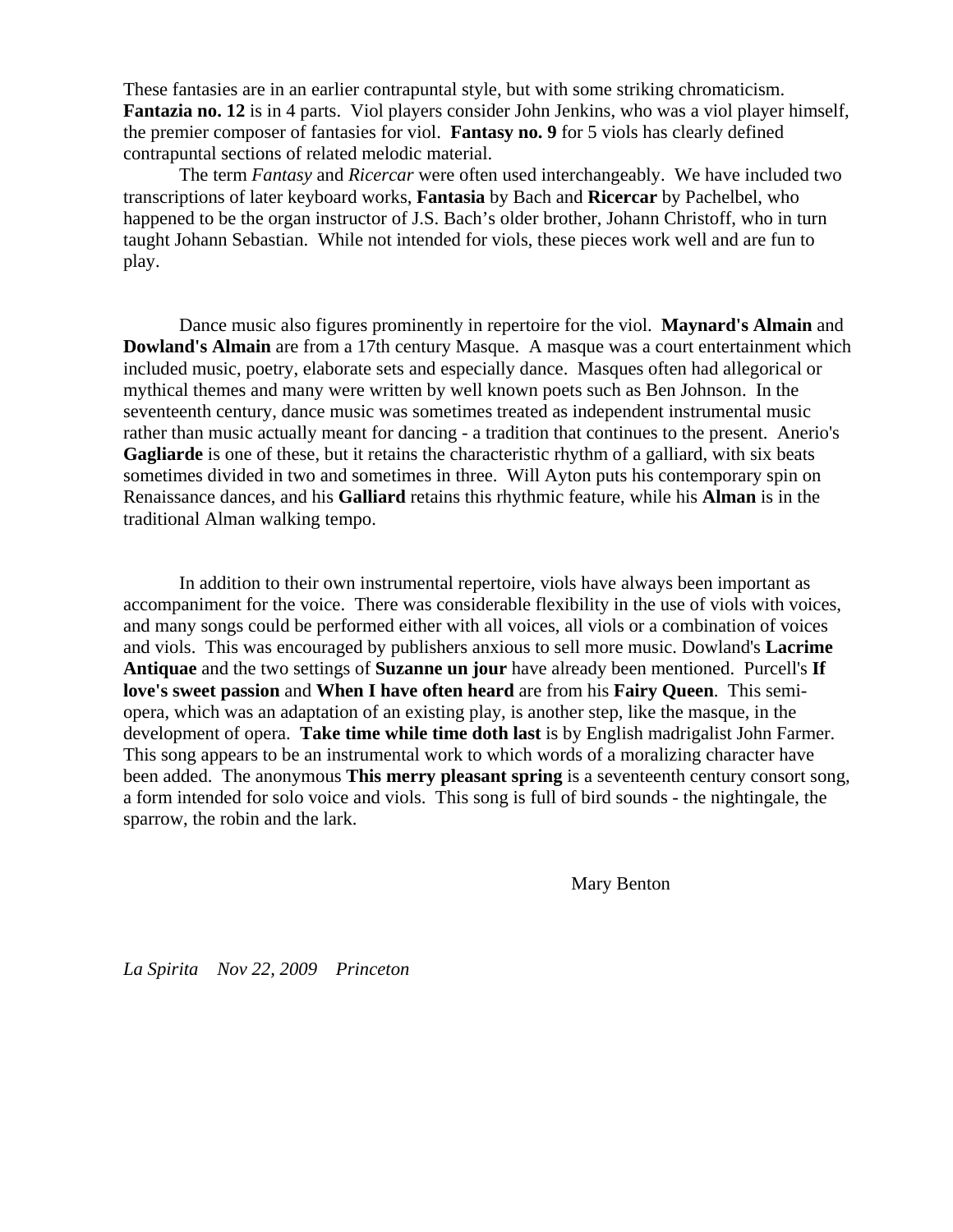These fantasies are in an earlier contrapuntal style, but with some striking chromaticism. **Fantazia no. 12** is in 4 parts. Viol players consider John Jenkins, who was a viol player himself, the premier composer of fantasies for viol. **Fantasy no. 9** for 5 viols has clearly defined contrapuntal sections of related melodic material.

The term *Fantasy* and *Ricercar* were often used interchangeably. We have included two transcriptions of later keyboard works, **Fantasia** by Bach and **Ricercar** by Pachelbel, who happened to be the organ instructor of J.S. Bach's older brother, Johann Christoff, who in turn taught Johann Sebastian. While not intended for viols, these pieces work well and are fun to play.

Dance music also figures prominently in repertoire for the viol. **Maynard's Almain** and **Dowland's Almain** are from a 17th century Masque. A masque was a court entertainment which included music, poetry, elaborate sets and especially dance. Masques often had allegorical or mythical themes and many were written by well known poets such as Ben Johnson. In the seventeenth century, dance music was sometimes treated as independent instrumental music rather than music actually meant for dancing - a tradition that continues to the present. Anerio's **Gagliarde** is one of these, but it retains the characteristic rhythm of a galliard, with six beats sometimes divided in two and sometimes in three. Will Ayton puts his contemporary spin on Renaissance dances, and his **Galliard** retains this rhythmic feature, while his **Alman** is in the traditional Alman walking tempo.

In addition to their own instrumental repertoire, viols have always been important as accompaniment for the voice. There was considerable flexibility in the use of viols with voices, and many songs could be performed either with all voices, all viols or a combination of voices and viols. This was encouraged by publishers anxious to sell more music. Dowland's **Lacrime Antiquae** and the two settings of **Suzanne un jour** have already been mentioned. Purcell's **If love's sweet passion** and **When I have often heard** are from his **Fairy Queen**. This semi-opera, which was an adaptation of an existing play, is another step, like the masque, in the development of opera. **Take time while time doth last** is by English madrigalist John Farmer. This song appears to be an instrumental work to which words of a moralizing character have been added. The anonymous **This merry pleasant spring** is a seventeenth century consort song, a form intended for solo voice and viols. This song is full of bird sounds - the nightingale, the sparrow, the robin and the lark.

Mary Benton

*La Spirita Nov 22, 2009 Princeton*